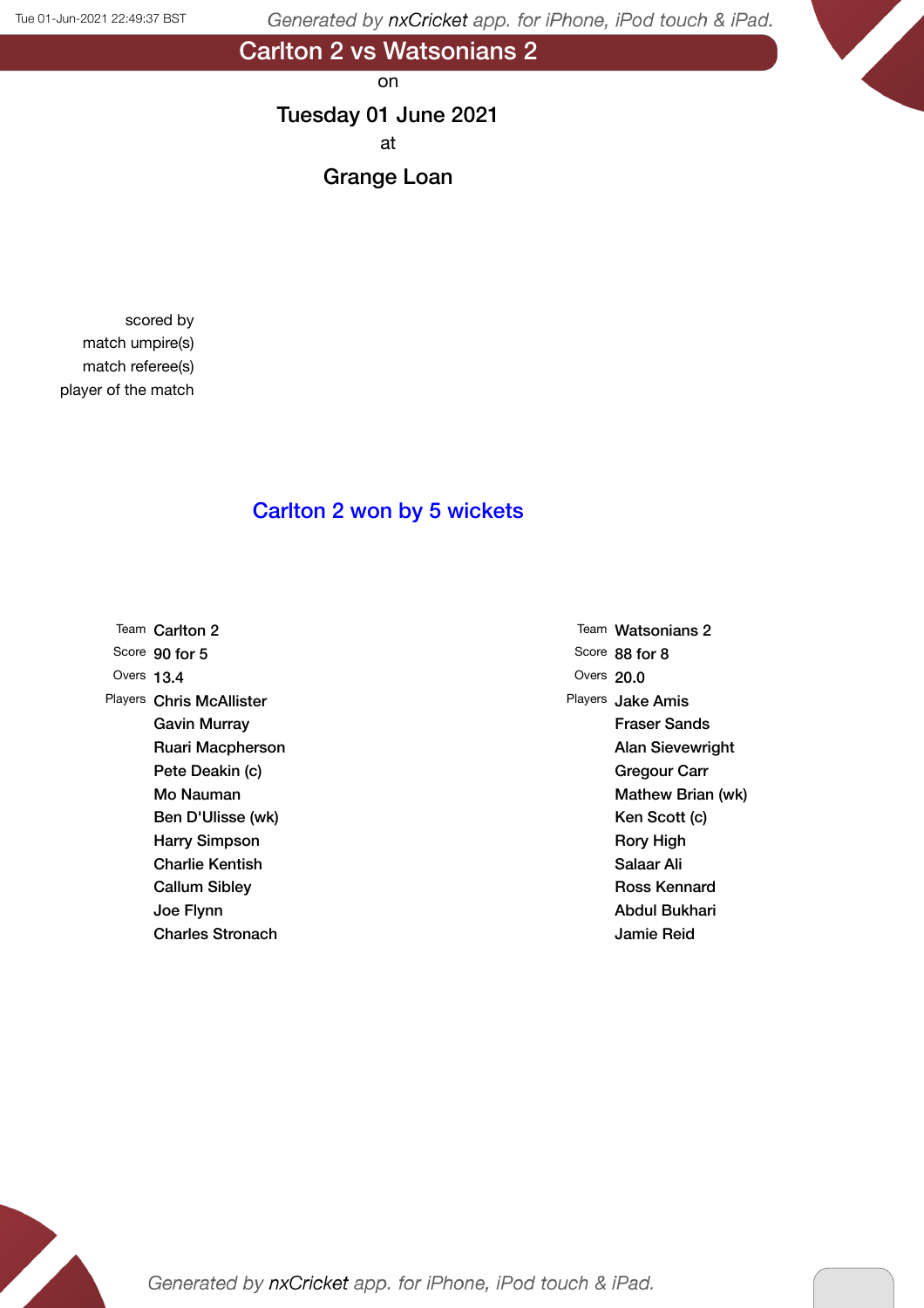# Carlton 2 vs Watsonians 2

on

**Tuesday 01 June 2021**

at

**Grange Loan**

scored by
match umpire(s)
match referee(s)
player of the match

## Carlton 2 won by 5 wickets

| | Carlton 2 | | Watsonians 2 |
|---|---|---|---|
| Team | Carlton 2 | Team | Watsonians 2 |
| Score | 90 for 5 | Score | 88 for 8 |
| Overs | 13.4 | Overs | 20.0 |
| Players | Chris McAllister | Players | Jake Amis |
| | Gavin Murray | | Fraser Sands |
| | Ruari Macpherson | | Alan Sievewright |
| | Pete Deakin (c) | | Gregour Carr |
| | Mo Nauman | | Mathew Brian (wk) |
| | Ben D'Ulisse (wk) | | Ken Scott (c) |
| | Harry Simpson | | Rory High |
| | Charlie Kentish | | Salaar Ali |
| | Callum Sibley | | Ross Kennard |
| | Joe Flynn | | Abdul Bukhari |
| | Charles Stronach | | Jamie Reid |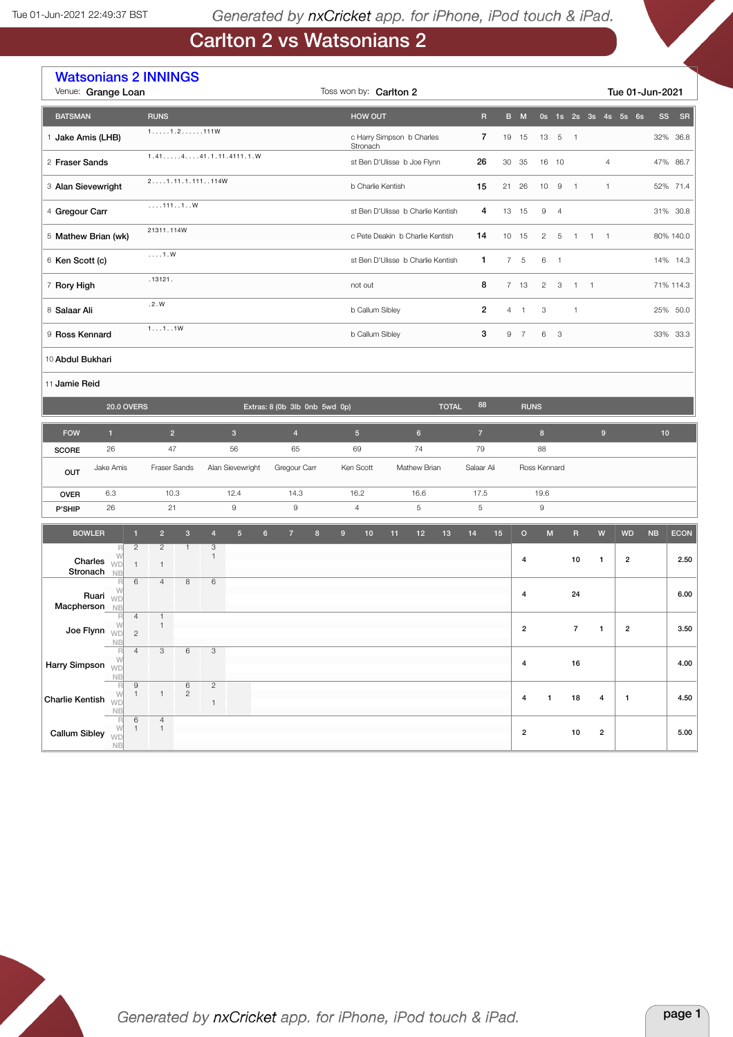# Carlton 2 vs Watsonians 2

## Watsonians 2 INNINGS

Venue: **Grange Loan** | Toss won by: **Carlton 2** | **Tue 01-Jun-2021**

| | BATSMAN | RUNS | HOW OUT | R | B | M | 0s | 1s | 2s | 3s | 4s | 5s | 6s | SS | SR |
|---|---|---|---|---|---|---|---|---|---|---|---|---|---|---|---|
| 1 | Jake Amis (LHB) | 1.....1.2......111W | c Harry Simpson b Charles Stronach | 7 | 19 | 15 | 13 | 5 | 1 | | | | | 32% | 36.8 |
| 2 | Fraser Sands | 1.41.....4....41.1.11.4111.1.W | st Ben D'Ulisse b Joe Flynn | 26 | 30 | 35 | 16 | 10 | | | 4 | | | 47% | 86.7 |
| 3 | Alan Sievewright | 2....1.11.1.111..114W | b Charlie Kentish | 15 | 21 | 26 | 10 | 9 | 1 | | 1 | | | 52% | 71.4 |
| 4 | Gregour Carr | ....111..1..W | st Ben D'Ulisse b Charlie Kentish | 4 | 13 | 15 | 9 | 4 | | | | | | 31% | 30.8 |
| 5 | Mathew Brian (wk) | 21311.114W | c Pete Deakin b Charlie Kentish | 14 | 10 | 15 | 2 | 5 | 1 | 1 | 1 | | | 80% | 140.0 |
| 6 | Ken Scott (c) | ....1.W | st Ben D'Ulisse b Charlie Kentish | 1 | 7 | 5 | 6 | 1 | | | | | | 14% | 14.3 |
| 7 | Rory High | .13121. | not out | 8 | 7 | 13 | 2 | 3 | 1 | 1 | | | | 71% | 114.3 |
| 8 | Salaar Ali | .2.W | b Callum Sibley | 2 | 4 | 1 | 3 | | 1 | | | | | 25% | 50.0 |
| 9 | Ross Kennard | 1...1..1W | b Callum Sibley | 3 | 9 | 7 | 6 | 3 | | | | | | 33% | 33.3 |
| 10 | Abdul Bukhari | | | | | | | | | | | | | | |
| 11 | Jamie Reid | | | | | | | | | | | | | | |
| | 20.0 OVERS | | Extras: 8 (0b 3lb 0nb 5wd 0p) | TOTAL 88 RUNS | | | | | | | | | | | |

| FOW | 1 | 2 | 3 | 4 | 5 | 6 | 7 | 8 | 9 | 10 |
|---|---|---|---|---|---|---|---|---|---|---|
| SCORE | 26 | 47 | 56 | 65 | 69 | 74 | 79 | 88 | | |
| OUT | Jake Amis | Fraser Sands | Alan Sievewright | Gregour Carr | Ken Scott | Mathew Brian | Salaar Ali | Ross Kennard | | |
| OVER | 6.3 | 10.3 | 12.4 | 14.3 | 16.2 | 16.6 | 17.5 | 19.6 | | |
| P'SHIP | 26 | 21 | 9 | 9 | 4 | 5 | 5 | 9 | | |

| BOWLER | | 1 | 2 | 3 | 4 | 5 | 6 | 7 | 8 | 9 | 10 | 11 | 12 | 13 | 14 | 15 | O | M | R | W | WD | NB | ECON |
|---|---|---|---|---|---|---|---|---|---|---|---|---|---|---|---|---|---|---|---|---|---|---|---|
| Charles Stronach | R | 2 | 2 | 1 | 3 | | | | | | | | | | | | 4 | | 10 | 1 | 2 | | 2.50 |
| | W | | | | 1 | | | | | | | | | | | | | | | | | | |
| | WD | 1 | 1 | | | | | | | | | | | | | | | | | | | | |
| | NB | | | | | | | | | | | | | | | | | | | | | | |
| Ruari Macpherson | R | 6 | 4 | 8 | 6 | | | | | | | | | | | | 4 | | 24 | | | | 6.00 |
| | W | | | | | | | | | | | | | | | | | | | | | | |
| | WD | | | | | | | | | | | | | | | | | | | | | | |
| | NB | | | | | | | | | | | | | | | | | | | | | | |
| Joe Flynn | R | 4 | 1 | | | | | | | | | | | | | | 2 | | 7 | 1 | 2 | | 3.50 |
| | W | | 1 | | | | | | | | | | | | | | | | | | | | |
| | WD | 2 | | | | | | | | | | | | | | | | | | | | | |
| | NB | | | | | | | | | | | | | | | | | | | | | | |
| Harry Simpson | R | 4 | 3 | 6 | 3 | | | | | | | | | | | | 4 | | 16 | | | | 4.00 |
| | W | | | | | | | | | | | | | | | | | | | | | | |
| | WD | | | | | | | | | | | | | | | | | | | | | | |
| | NB | | | | | | | | | | | | | | | | | | | | | | |
| Charlie Kentish | R | 9 | | 6 | 2 | | | | | | | | | | | | 4 | 1 | 18 | 4 | 1 | | 4.50 |
| | W | 1 | 1 | 2 | | | | | | | | | | | | | | | | | | | |
| | WD | | | | 1 | | | | | | | | | | | | | | | | | | |
| | NB | | | | | | | | | | | | | | | | | | | | | | |
| Callum Sibley | R | 6 | 4 | | | | | | | | | | | | | | 2 | | 10 | 2 | | | 5.00 |
| | W | 1 | 1 | | | | | | | | | | | | | | | | | | | | |
| | WD | | | | | | | | | | | | | | | | | | | | | | |
| | NB | | | | | | | | | | | | | | | | | | | | | | |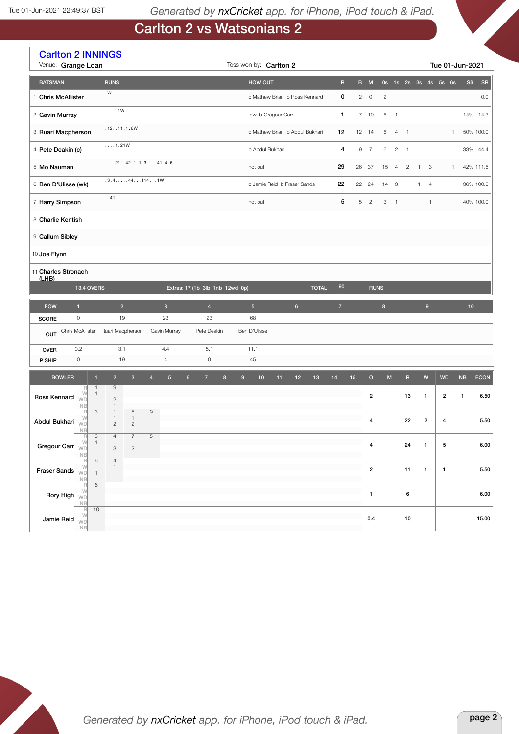# Carlton 2 vs Watsonians 2

## Carlton 2 INNINGS

Venue: **Grange Loan** | Toss won by: **Carlton 2** | **Tue 01-Jun-2021**

| | BATSMAN | RUNS | HOW OUT | R | B | M | 0s | 1s | 2s | 3s | 4s | 5s | 6s | SS | SR |
|---|---|---|---|---|---|---|---|---|---|---|---|---|---|---|---|
| 1 | Chris McAllister | .W | c Mathew Brian b Ross Kennard | 0 | 2 | 0 | 2 | | | | | | | | 0.0 |
| 2 | Gavin Murray | .....1W | lbw b Gregour Carr | 1 | 7 | 19 | 6 | 1 | | | | | | 14% | 14.3 |
| 3 | Ruari Macpherson | .12..11.1.6W | c Mathew Brian b Abdul Bukhari | 12 | 12 | 14 | 6 | 4 | 1 | | | | 1 | 50% | 100.0 |
| 4 | Pete Deakin (c) | ....1.21W | b Abdul Bukhari | 4 | 9 | 7 | 6 | 2 | 1 | | | | | 33% | 44.4 |
| 5 | Mo Nauman | ....21..42.1.1.3....41.4.6 | not out | 29 | 26 | 37 | 15 | 4 | 2 | 1 | 3 | | 1 | 42% | 111.5 |
| 6 | Ben D'Ulisse (wk) | .3.4.....44...114...1W | c Jamie Reid b Fraser Sands | 22 | 22 | 24 | 14 | 3 | | 1 | 4 | | | 36% | 100.0 |
| 7 | Harry Simpson | ..41. | not out | 5 | 5 | 2 | 3 | 1 | | | 1 | | | 40% | 100.0 |
| 8 | Charlie Kentish | | | | | | | | | | | | | | |
| 9 | Callum Sibley | | | | | | | | | | | | | | |
| 10 | Joe Flynn | | | | | | | | | | | | | | |
| 11 | Charles Stronach (LHB) | | | | | | | | | | | | | | |
| | 13.4 OVERS | | Extras: 17 (1b 3lb 1nb 12wd 0p) TOTAL | 90 | RUNS | | | | | | | | | | |

| FOW | 1 | 2 | 3 | 4 | 5 | 6 | 7 | 8 | 9 | 10 |
|---|---|---|---|---|---|---|---|---|---|---|
| SCORE | 0 | 19 | 23 | 23 | 68 | | | | | |
| OUT | Chris McAllister | Ruari Macpherson | Gavin Murray | Pete Deakin | Ben D'Ulisse | | | | | |
| OVER | 0.2 | 3.1 | 4.4 | 5.1 | 11.1 | | | | | |
| P'SHIP | 0 | 19 | 4 | 0 | 45 | | | | | |

| BOWLER | | 1 | 2 | 3 | 4 | 5 | 6 | 7 | 8 | 9 | 10 | 11 | 12 | 13 | 14 | 15 | O | M | R | W | WD | NB | ECON |
|---|---|---|---|---|---|---|---|---|---|---|---|---|---|---|---|---|---|---|---|---|---|---|---|
| Ross Kennard | R | 1 | 9 | | | | | | | | | | | | | | 2 | | 13 | 1 | 2 | 1 | 6.50 |
| | W | 1 | | | | | | | | | | | | | | | | | | | | | |
| | WD | | 2 | | | | | | | | | | | | | | | | | | | | |
| | NB | | 1 | | | | | | | | | | | | | | | | | | | | |
| Abdul Bukhari | R | 3 | 1 | 5 | 9 | | | | | | | | | | | | 4 | | 22 | 2 | 4 | | 5.50 |
| | W | | 1 | 1 | | | | | | | | | | | | | | | | | | | |
| | WD | | 2 | 2 | | | | | | | | | | | | | | | | | | | |
| | NB | | | | | | | | | | | | | | | | | | | | | | |
| Gregour Carr | R | 3 | 4 | 7 | 5 | | | | | | | | | | | | 4 | | 24 | 1 | 5 | | 6.00 |
| | W | 1 | | | | | | | | | | | | | | | | | | | | | |
| | WD | | 3 | 2 | | | | | | | | | | | | | | | | | | | |
| | NB | | | | | | | | | | | | | | | | | | | | | | |
| Fraser Sands | R | 6 | 4 | | | | | | | | | | | | | | 2 | | 11 | 1 | 1 | | 5.50 |
| | W | | 1 | | | | | | | | | | | | | | | | | | | | |
| | WD | 1 | | | | | | | | | | | | | | | | | | | | | |
| | NB | | | | | | | | | | | | | | | | | | | | | | |
| Rory High | R | 6 | | | | | | | | | | | | | | | 1 | | 6 | | | | 6.00 |
| | W | | | | | | | | | | | | | | | | | | | | | | |
| | WD | | | | | | | | | | | | | | | | | | | | | | |
| | NB | | | | | | | | | | | | | | | | | | | | | | |
| Jamie Reid | R | 10 | | | | | | | | | | | | | | | 0.4 | | 10 | | | | 15.00 |
| | W | | | | | | | | | | | | | | | | | | | | | | |
| | WD | | | | | | | | | | | | | | | | | | | | | | |
| | NB | | | | | | | | | | | | | | | | | | | | | | |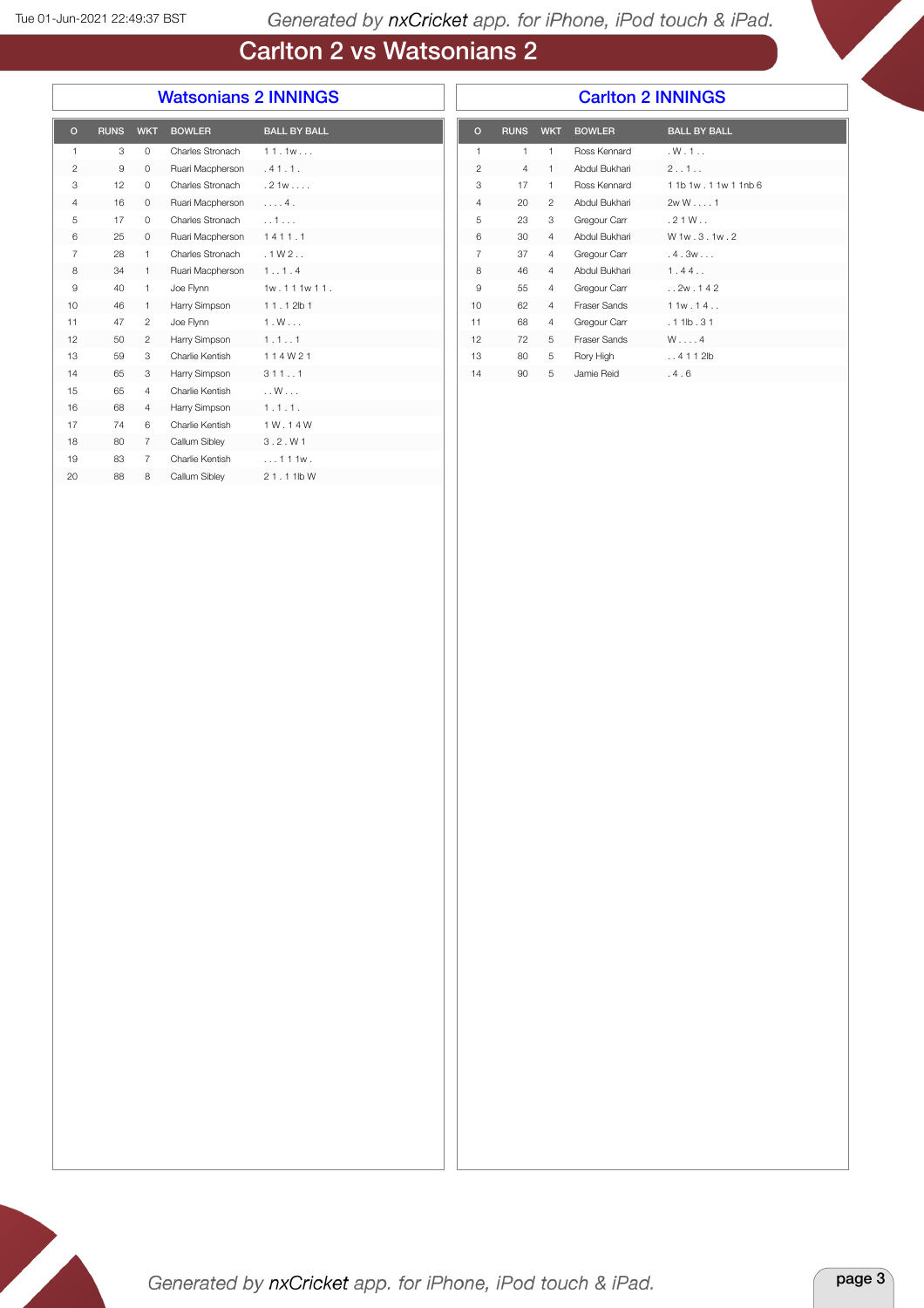# Carlton 2 vs Watsonians 2

## Watsonians 2 INNINGS

| O | RUNS | WKT | BOWLER | BALL BY BALL |
|---|---|---|---|---|
| 1 | 3 | 0 | Charles Stronach | 1 1 . 1w . . . |
| 2 | 9 | 0 | Ruari Macpherson | . 4 1 . 1 . |
| 3 | 12 | 0 | Charles Stronach | . 2 1w . . . . |
| 4 | 16 | 0 | Ruari Macpherson | . . . . 4 . |
| 5 | 17 | 0 | Charles Stronach | . . 1 . . . |
| 6 | 25 | 0 | Ruari Macpherson | 1 4 1 1 . 1 |
| 7 | 28 | 1 | Charles Stronach | . 1 W 2 . . |
| 8 | 34 | 1 | Ruari Macpherson | 1 . . 1 . 4 |
| 9 | 40 | 1 | Joe Flynn | 1w . 1 1 1w 1 1 . |
| 10 | 46 | 1 | Harry Simpson | 1 1 . 1 2lb 1 |
| 11 | 47 | 2 | Joe Flynn | 1 . W . . . |
| 12 | 50 | 2 | Harry Simpson | 1 . 1 . . 1 |
| 13 | 59 | 3 | Charlie Kentish | 1 1 4 W 2 1 |
| 14 | 65 | 3 | Harry Simpson | 3 1 1 . . 1 |
| 15 | 65 | 4 | Charlie Kentish | . . W . . . |
| 16 | 68 | 4 | Harry Simpson | 1 . 1 . 1 . |
| 17 | 74 | 6 | Charlie Kentish | 1 W . 1 4 W |
| 18 | 80 | 7 | Callum Sibley | 3 . 2 . W 1 |
| 19 | 83 | 7 | Charlie Kentish | . . . 1 1 1w . |
| 20 | 88 | 8 | Callum Sibley | 2 1 . 1 1lb W |

## Carlton 2 INNINGS

| O | RUNS | WKT | BOWLER | BALL BY BALL |
|---|---|---|---|---|
| 1 | 1 | 1 | Ross Kennard | . W . 1 . . |
| 2 | 4 | 1 | Abdul Bukhari | 2 . . 1 . . |
| 3 | 17 | 1 | Ross Kennard | 1 1b 1w . 1 1w 1 1nb 6 |
| 4 | 20 | 2 | Abdul Bukhari | 2w W . . . . 1 |
| 5 | 23 | 3 | Gregour Carr | . 2 1 W . . |
| 6 | 30 | 4 | Abdul Bukhari | W 1w . 3 . 1w . 2 |
| 7 | 37 | 4 | Gregour Carr | . 4 . 3w . . . |
| 8 | 46 | 4 | Abdul Bukhari | 1 . 4 4 . . |
| 9 | 55 | 4 | Gregour Carr | . . 2w . 1 4 2 |
| 10 | 62 | 4 | Fraser Sands | 1 1w . 1 4 . . |
| 11 | 68 | 4 | Gregour Carr | . 1 1lb . 3 1 |
| 12 | 72 | 5 | Fraser Sands | W . . . . 4 |
| 13 | 80 | 5 | Rory High | . . 4 1 1 2lb |
| 14 | 90 | 5 | Jamie Reid | . 4 . 6 |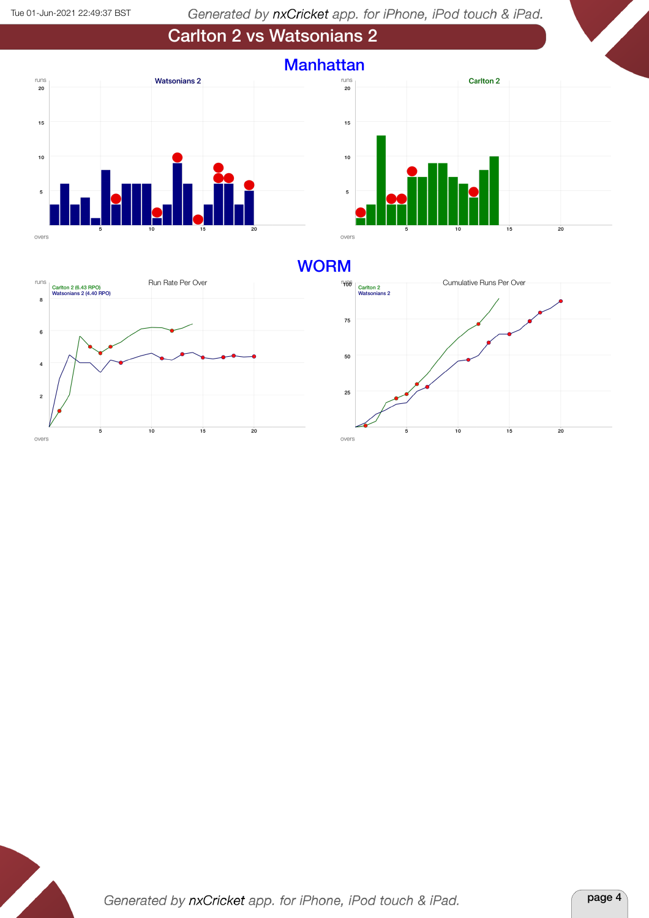# Carlton 2 vs Watsonians 2

## Manhattan

Watsonians 2

Carlton 2

## WORM

Run Rate Per Over

Carlton 2 (6.43 RPO)
Watsonians 2 (4.40 RPO)

Cumulative Runs Per Over

Carlton 2
Watsonians 2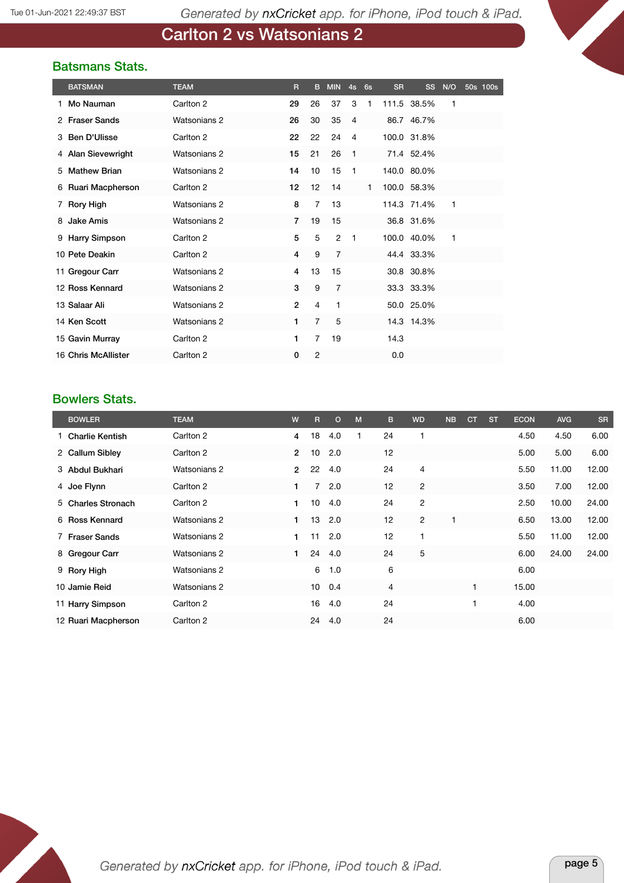# Carlton 2 vs Watsonians 2

## Batsmans Stats.

| | BATSMAN | TEAM | R | B | MIN | 4s | 6s | SR | SS | N/O | 50s | 100s |
|---|---|---|---|---|---|---|---|---|---|---|---|---|
| 1 | Mo Nauman | Carlton 2 | 29 | 26 | 37 | 3 | 1 | 111.5 | 38.5% | 1 | | |
| 2 | Fraser Sands | Watsonians 2 | 26 | 30 | 35 | 4 | | 86.7 | 46.7% | | | |
| 3 | Ben D'Ulisse | Carlton 2 | 22 | 22 | 24 | 4 | | 100.0 | 31.8% | | | |
| 4 | Alan Sievewright | Watsonians 2 | 15 | 21 | 26 | 1 | | 71.4 | 52.4% | | | |
| 5 | Mathew Brian | Watsonians 2 | 14 | 10 | 15 | 1 | | 140.0 | 80.0% | | | |
| 6 | Ruari Macpherson | Carlton 2 | 12 | 12 | 14 | | 1 | 100.0 | 58.3% | | | |
| 7 | Rory High | Watsonians 2 | 8 | 7 | 13 | | | 114.3 | 71.4% | 1 | | |
| 8 | Jake Amis | Watsonians 2 | 7 | 19 | 15 | | | 36.8 | 31.6% | | | |
| 9 | Harry Simpson | Carlton 2 | 5 | 5 | 2 | 1 | | 100.0 | 40.0% | 1 | | |
| 10 | Pete Deakin | Carlton 2 | 4 | 9 | 7 | | | 44.4 | 33.3% | | | |
| 11 | Gregour Carr | Watsonians 2 | 4 | 13 | 15 | | | 30.8 | 30.8% | | | |
| 12 | Ross Kennard | Watsonians 2 | 3 | 9 | 7 | | | 33.3 | 33.3% | | | |
| 13 | Salaar Ali | Watsonians 2 | 2 | 4 | 1 | | | 50.0 | 25.0% | | | |
| 14 | Ken Scott | Watsonians 2 | 1 | 7 | 5 | | | 14.3 | 14.3% | | | |
| 15 | Gavin Murray | Carlton 2 | 1 | 7 | 19 | | | 14.3 | | | | |
| 16 | Chris McAllister | Carlton 2 | 0 | 2 | | | | 0.0 | | | | |

## Bowlers Stats.

| | BOWLER | TEAM | W | R | O | M | B | WD | NB | CT | ST | ECON | AVG | SR |
|---|---|---|---|---|---|---|---|---|---|---|---|---|---|---|
| 1 | Charlie Kentish | Carlton 2 | 4 | 18 | 4.0 | 1 | 24 | 1 | | | | 4.50 | 4.50 | 6.00 |
| 2 | Callum Sibley | Carlton 2 | 2 | 10 | 2.0 | | 12 | | | | | 5.00 | 5.00 | 6.00 |
| 3 | Abdul Bukhari | Watsonians 2 | 2 | 22 | 4.0 | | 24 | 4 | | | | 5.50 | 11.00 | 12.00 |
| 4 | Joe Flynn | Carlton 2 | 1 | 7 | 2.0 | | 12 | 2 | | | | 3.50 | 7.00 | 12.00 |
| 5 | Charles Stronach | Carlton 2 | 1 | 10 | 4.0 | | 24 | 2 | | | | 2.50 | 10.00 | 24.00 |
| 6 | Ross Kennard | Watsonians 2 | 1 | 13 | 2.0 | | 12 | 2 | 1 | | | 6.50 | 13.00 | 12.00 |
| 7 | Fraser Sands | Watsonians 2 | 1 | 11 | 2.0 | | 12 | 1 | | | | 5.50 | 11.00 | 12.00 |
| 8 | Gregour Carr | Watsonians 2 | 1 | 24 | 4.0 | | 24 | 5 | | | | 6.00 | 24.00 | 24.00 |
| 9 | Rory High | Watsonians 2 | | 6 | 1.0 | | 6 | | | | | 6.00 | | |
| 10 | Jamie Reid | Watsonians 2 | | 10 | 0.4 | | 4 | | | 1 | | 15.00 | | |
| 11 | Harry Simpson | Carlton 2 | | 16 | 4.0 | | 24 | | | 1 | | 4.00 | | |
| 12 | Ruari Macpherson | Carlton 2 | | 24 | 4.0 | | 24 | | | | | 6.00 | | |